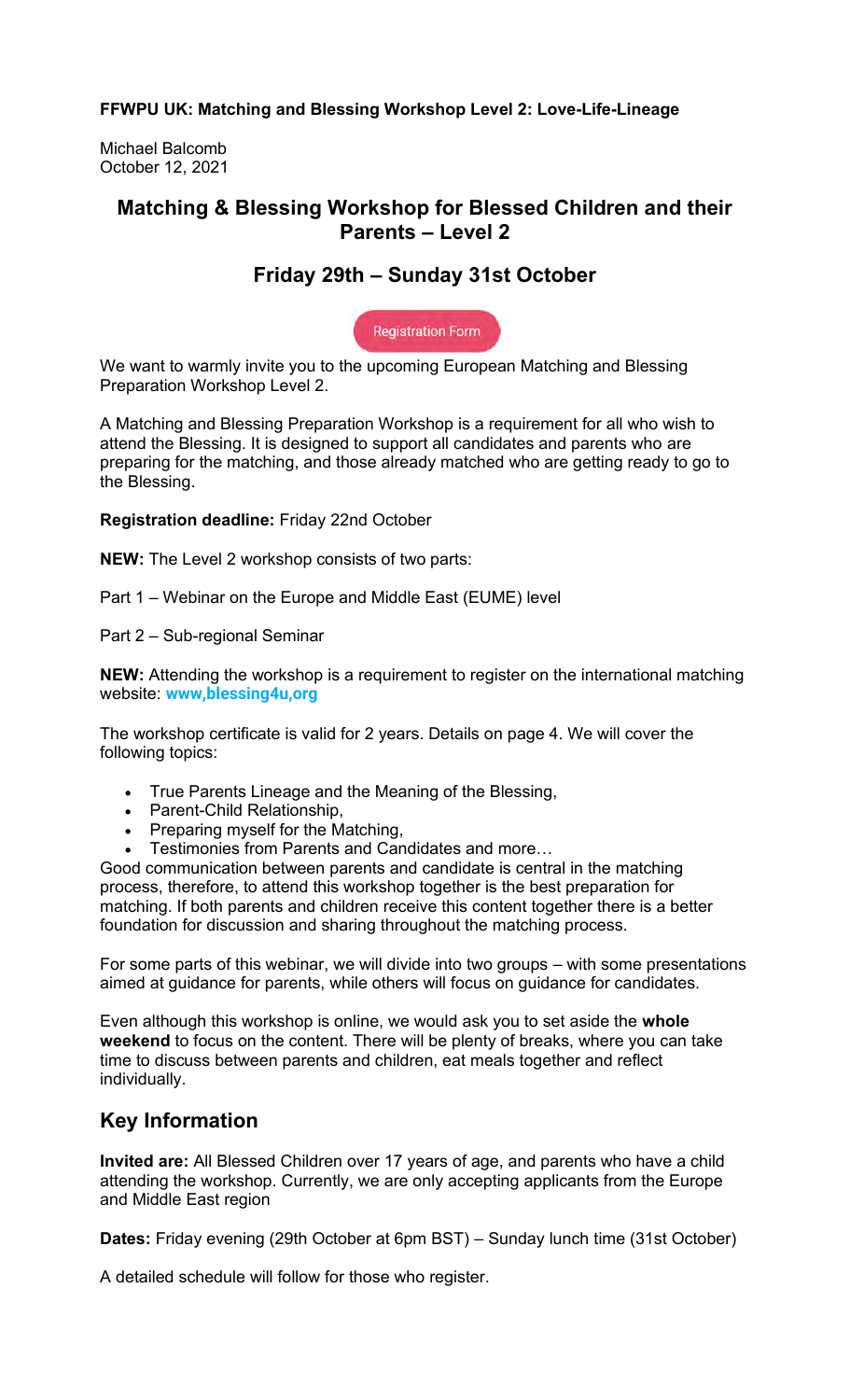**FFWPU UK: Matching and Blessing Workshop Level 2: Love-Life-Lineage**

Michael Balcomb
October 12, 2021

## Matching & Blessing Workshop for Blessed Children and their Parents – Level 2

## Friday 29th – Sunday 31st October

Registration Form

We want to warmly invite you to the upcoming European Matching and Blessing Preparation Workshop Level 2.

A Matching and Blessing Preparation Workshop is a requirement for all who wish to attend the Blessing. It is designed to support all candidates and parents who are preparing for the matching, and those already matched who are getting ready to go to the Blessing.

**Registration deadline:** Friday 22nd October

**NEW:** The Level 2 workshop consists of two parts:

Part 1 – Webinar on the Europe and Middle East (EUME) level

Part 2 – Sub-regional Seminar

**NEW:** Attending the workshop is a requirement to register on the international matching website: **www,blessing4u,org**

The workshop certificate is valid for 2 years. Details on page 4. We will cover the following topics:

- True Parents Lineage and the Meaning of the Blessing,
- Parent-Child Relationship,
- Preparing myself for the Matching,
- Testimonies from Parents and Candidates and more…

Good communication between parents and candidate is central in the matching process, therefore, to attend this workshop together is the best preparation for matching. If both parents and children receive this content together there is a better foundation for discussion and sharing throughout the matching process.

For some parts of this webinar, we will divide into two groups – with some presentations aimed at guidance for parents, while others will focus on guidance for candidates.

Even although this workshop is online, we would ask you to set aside the **whole weekend** to focus on the content. There will be plenty of breaks, where you can take time to discuss between parents and children, eat meals together and reflect individually.

## Key Information

**Invited are:** All Blessed Children over 17 years of age, and parents who have a child attending the workshop. Currently, we are only accepting applicants from the Europe and Middle East region

**Dates:** Friday evening (29th October at 6pm BST) – Sunday lunch time (31st October)

A detailed schedule will follow for those who register.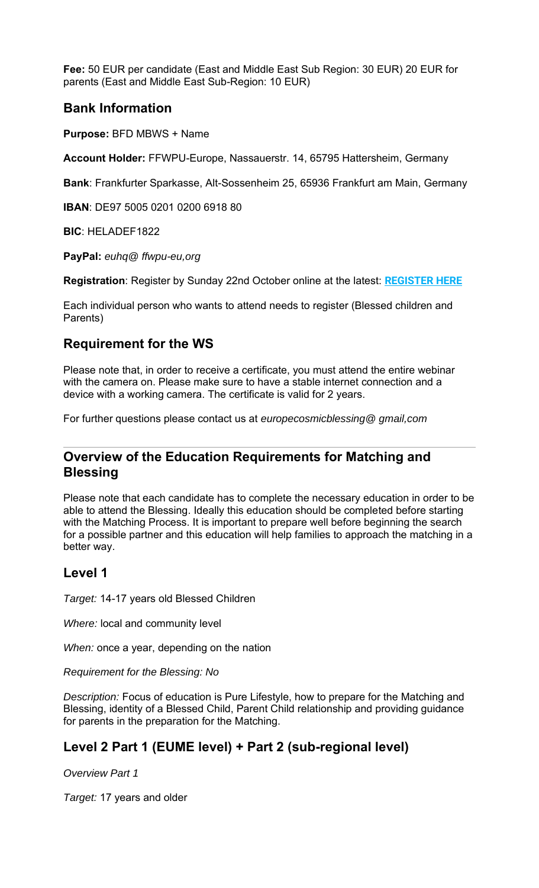**Fee:** 50 EUR per candidate (East and Middle East Sub Region: 30 EUR) 20 EUR for parents (East and Middle East Sub-Region: 10 EUR)

## Bank Information

**Purpose:** BFD MBWS + Name

**Account Holder:** FFWPU-Europe, Nassauerstr. 14, 65795 Hattersheim, Germany

**Bank**: Frankfurter Sparkasse, Alt-Sossenheim 25, 65936 Frankfurt am Main, Germany

**IBAN**: DE97 5005 0201 0200 6918 80

**BIC**: HELADEF1822

**PayPal:** *euhq@ ffwpu-eu,org*

**Registration**: Register by Sunday 22nd October online at the latest: **REGISTER HERE**

Each individual person who wants to attend needs to register (Blessed children and Parents)

## Requirement for the WS

Please note that, in order to receive a certificate, you must attend the entire webinar with the camera on. Please make sure to have a stable internet connection and a device with a working camera. The certificate is valid for 2 years.

For further questions please contact us at *europecosmicblessing@ gmail,com*

---

## Overview of the Education Requirements for Matching and Blessing

Please note that each candidate has to complete the necessary education in order to be able to attend the Blessing. Ideally this education should be completed before starting with the Matching Process. It is important to prepare well before beginning the search for a possible partner and this education will help families to approach the matching in a better way.

## Level 1

*Target:* 14-17 years old Blessed Children

*Where:* local and community level

*When:* once a year, depending on the nation

*Requirement for the Blessing: No*

*Description:* Focus of education is Pure Lifestyle, how to prepare for the Matching and Blessing, identity of a Blessed Child, Parent Child relationship and providing guidance for parents in the preparation for the Matching.

## Level 2 Part 1 (EUME level) + Part 2 (sub-regional level)

*Overview Part 1*

*Target:* 17 years and older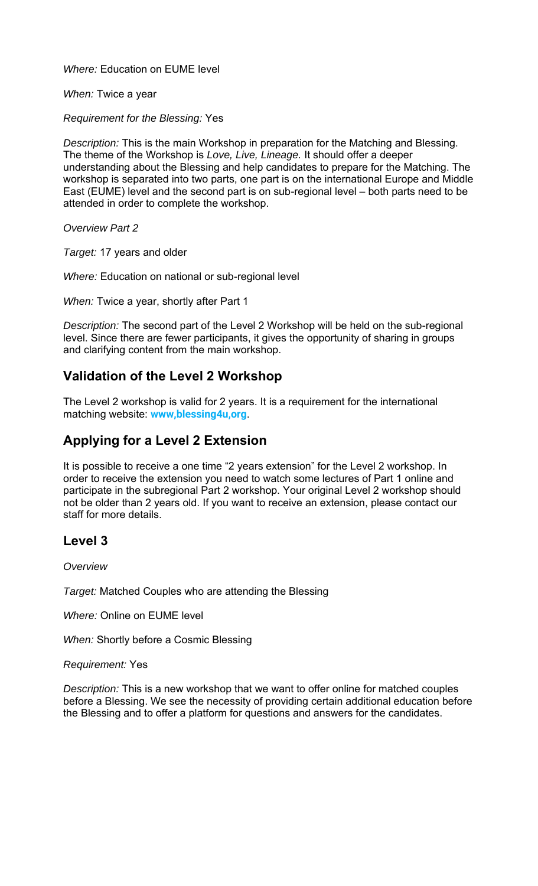*Where:* Education on EUME level

*When:* Twice a year

*Requirement for the Blessing:* Yes

*Description:* This is the main Workshop in preparation for the Matching and Blessing. The theme of the Workshop is *Love, Live, Lineage.* It should offer a deeper understanding about the Blessing and help candidates to prepare for the Matching. The workshop is separated into two parts, one part is on the international Europe and Middle East (EUME) level and the second part is on sub-regional level – both parts need to be attended in order to complete the workshop.

*Overview Part 2*

*Target:* 17 years and older

*Where:* Education on national or sub-regional level

*When:* Twice a year, shortly after Part 1

*Description:* The second part of the Level 2 Workshop will be held on the sub-regional level. Since there are fewer participants, it gives the opportunity of sharing in groups and clarifying content from the main workshop.

## Validation of the Level 2 Workshop

The Level 2 workshop is valid for 2 years. It is a requirement for the international matching website: **www,blessing4u,org**.

## Applying for a Level 2 Extension

It is possible to receive a one time "2 years extension" for the Level 2 workshop. In order to receive the extension you need to watch some lectures of Part 1 online and participate in the subregional Part 2 workshop. Your original Level 2 workshop should not be older than 2 years old. If you want to receive an extension, please contact our staff for more details.

## Level 3

*Overview*

*Target:* Matched Couples who are attending the Blessing

*Where:* Online on EUME level

*When:* Shortly before a Cosmic Blessing

*Requirement:* Yes

*Description:* This is a new workshop that we want to offer online for matched couples before a Blessing. We see the necessity of providing certain additional education before the Blessing and to offer a platform for questions and answers for the candidates.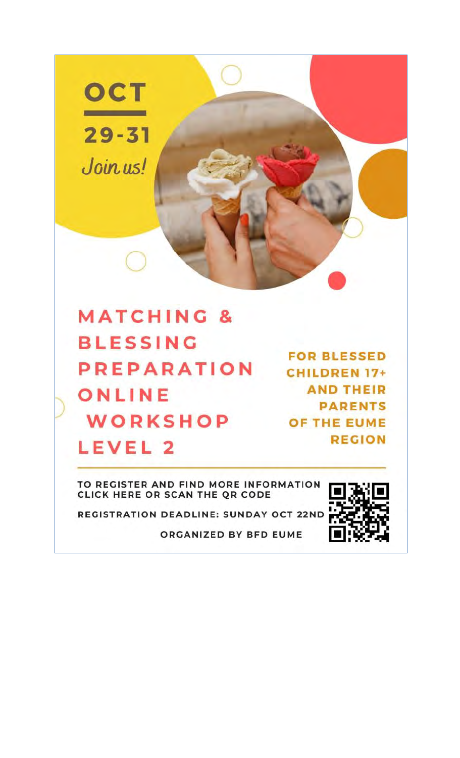**OCT**

**29-31**

*Join us!*

# MATCHING & BLESSING PREPARATION ONLINE WORKSHOP LEVEL 2

**FOR BLESSED CHILDREN 17+ AND THEIR PARENTS OF THE EUME REGION**

---

TO REGISTER AND FIND MORE INFORMATION CLICK HERE OR SCAN THE QR CODE

REGISTRATION DEADLINE: SUNDAY OCT 22ND

ORGANIZED BY BFD EUME